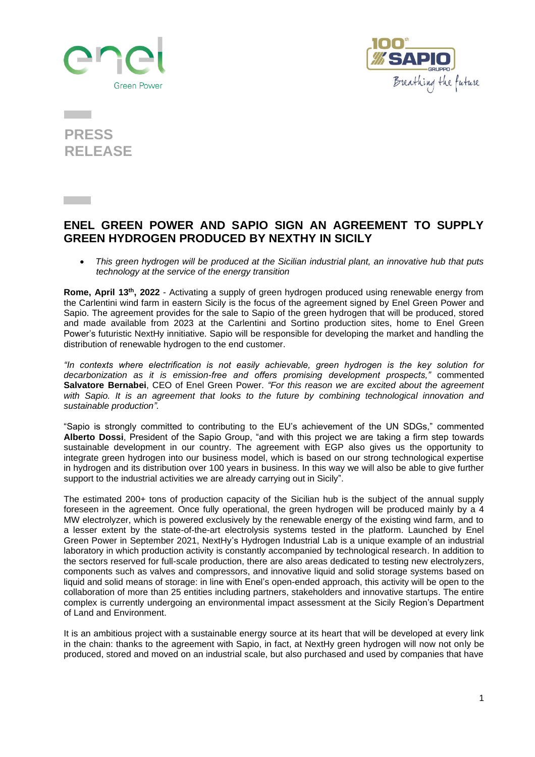# PRESS RELEASE

## ENEL GREEN POWER AND SAPIO SIGN AN AGREEMENT TO SUPPLY GREEN HYDROGEN PRODUCED BY NEXTHY IN SICILY

- *This green hydrogen will be produced at the Sicilian industrial plant, an innovative hub that puts technology at the service of the energy transition*

**Rome, April 13th, 2022** - Activating a supply of green hydrogen produced using renewable energy from the Carlentini wind farm in eastern Sicily is the focus of the agreement signed by Enel Green Power and Sapio. The agreement provides for the sale to Sapio of the green hydrogen that will be produced, stored and made available from 2023 at the Carlentini and Sortino production sites, home to Enel Green Power's futuristic NextHy innitiative. Sapio will be responsible for developing the market and handling the distribution of renewable hydrogen to the end customer.

*"In contexts where electrification is not easily achievable, green hydrogen is the key solution for decarbonization as it is emission-free and offers promising development prospects,"* commented **Salvatore Bernabei**, CEO of Enel Green Power. *"For this reason we are excited about the agreement with Sapio. It is an agreement that looks to the future by combining technological innovation and sustainable production".*

"Sapio is strongly committed to contributing to the EU's achievement of the UN SDGs," commented **Alberto Dossi**, President of the Sapio Group, "and with this project we are taking a firm step towards sustainable development in our country. The agreement with EGP also gives us the opportunity to integrate green hydrogen into our business model, which is based on our strong technological expertise in hydrogen and its distribution over 100 years in business. In this way we will also be able to give further support to the industrial activities we are already carrying out in Sicily".

The estimated 200+ tons of production capacity of the Sicilian hub is the subject of the annual supply foreseen in the agreement. Once fully operational, the green hydrogen will be produced mainly by a 4 MW electrolyzer, which is powered exclusively by the renewable energy of the existing wind farm, and to a lesser extent by the state-of-the-art electrolysis systems tested in the platform. Launched by Enel Green Power in September 2021, NextHy's Hydrogen Industrial Lab is a unique example of an industrial laboratory in which production activity is constantly accompanied by technological research. In addition to the sectors reserved for full-scale production, there are also areas dedicated to testing new electrolyzers, components such as valves and compressors, and innovative liquid and solid storage systems based on liquid and solid means of storage: in line with Enel's open-ended approach, this activity will be open to the collaboration of more than 25 entities including partners, stakeholders and innovative startups. The entire complex is currently undergoing an environmental impact assessment at the Sicily Region's Department of Land and Environment.

It is an ambitious project with a sustainable energy source at its heart that will be developed at every link in the chain: thanks to the agreement with Sapio, in fact, at NextHy green hydrogen will now not only be produced, stored and moved on an industrial scale, but also purchased and used by companies that have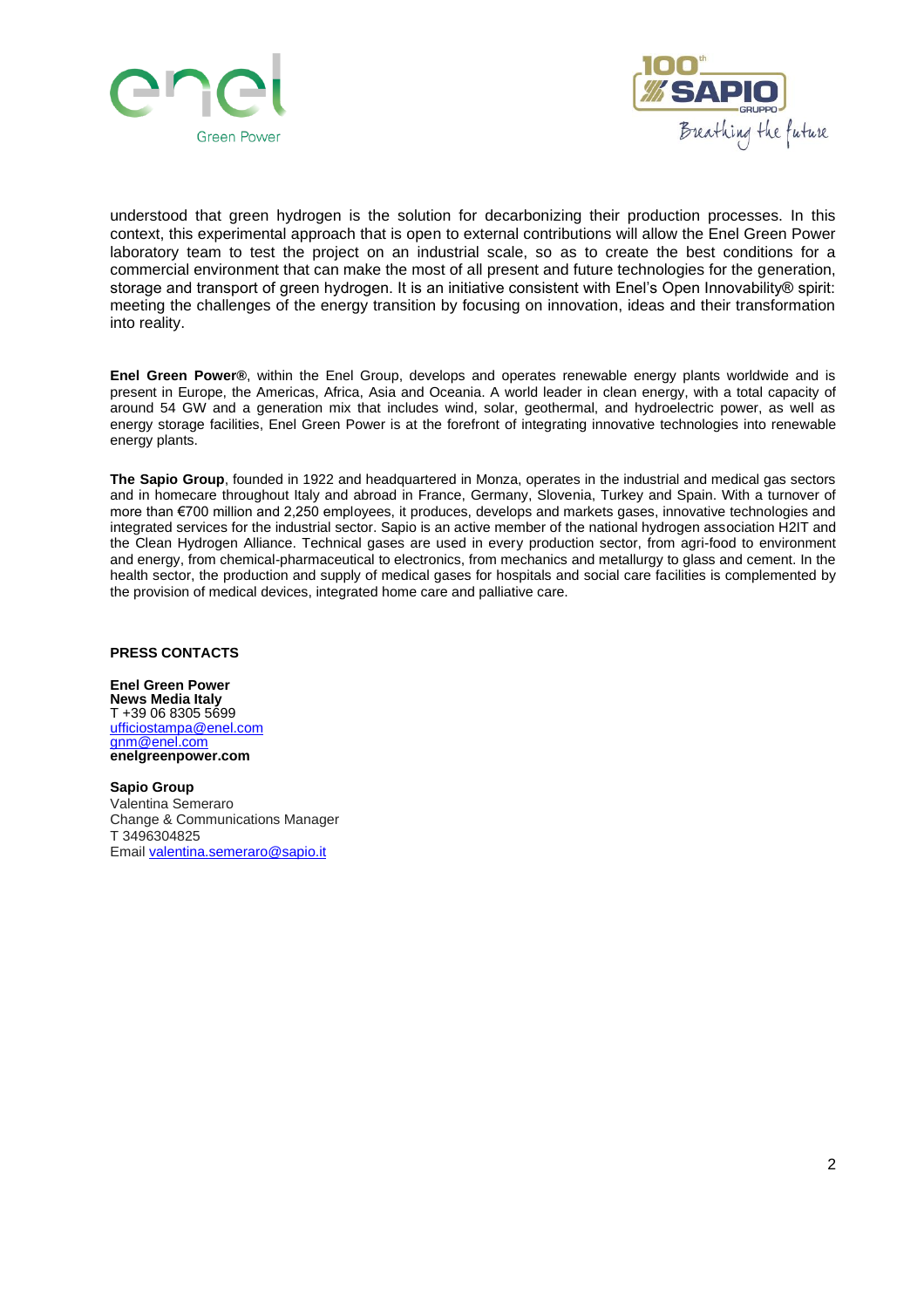understood that green hydrogen is the solution for decarbonizing their production processes. In this context, this experimental approach that is open to external contributions will allow the Enel Green Power laboratory team to test the project on an industrial scale, so as to create the best conditions for a commercial environment that can make the most of all present and future technologies for the generation, storage and transport of green hydrogen. It is an initiative consistent with Enel's Open Innovability® spirit: meeting the challenges of the energy transition by focusing on innovation, ideas and their transformation into reality.

**Enel Green Power®**, within the Enel Group, develops and operates renewable energy plants worldwide and is present in Europe, the Americas, Africa, Asia and Oceania. A world leader in clean energy, with a total capacity of around 54 GW and a generation mix that includes wind, solar, geothermal, and hydroelectric power, as well as energy storage facilities, Enel Green Power is at the forefront of integrating innovative technologies into renewable energy plants.

**The Sapio Group**, founded in 1922 and headquartered in Monza, operates in the industrial and medical gas sectors and in homecare throughout Italy and abroad in France, Germany, Slovenia, Turkey and Spain. With a turnover of more than €700 million and 2,250 employees, it produces, develops and markets gases, innovative technologies and integrated services for the industrial sector. Sapio is an active member of the national hydrogen association H2IT and the Clean Hydrogen Alliance. Technical gases are used in every production sector, from agri-food to environment and energy, from chemical-pharmaceutical to electronics, from mechanics and metallurgy to glass and cement. In the health sector, the production and supply of medical gases for hospitals and social care facilities is complemented by the provision of medical devices, integrated home care and palliative care.

**PRESS CONTACTS**

**Enel Green Power**
**News Media Italy**
T +39 06 8305 5699
ufficiostampa@enel.com
gnm@enel.com
**enelgreenpower.com**

**Sapio Group**
Valentina Semeraro
Change & Communications Manager
T 3496304825
Email valentina.semeraro@sapio.it